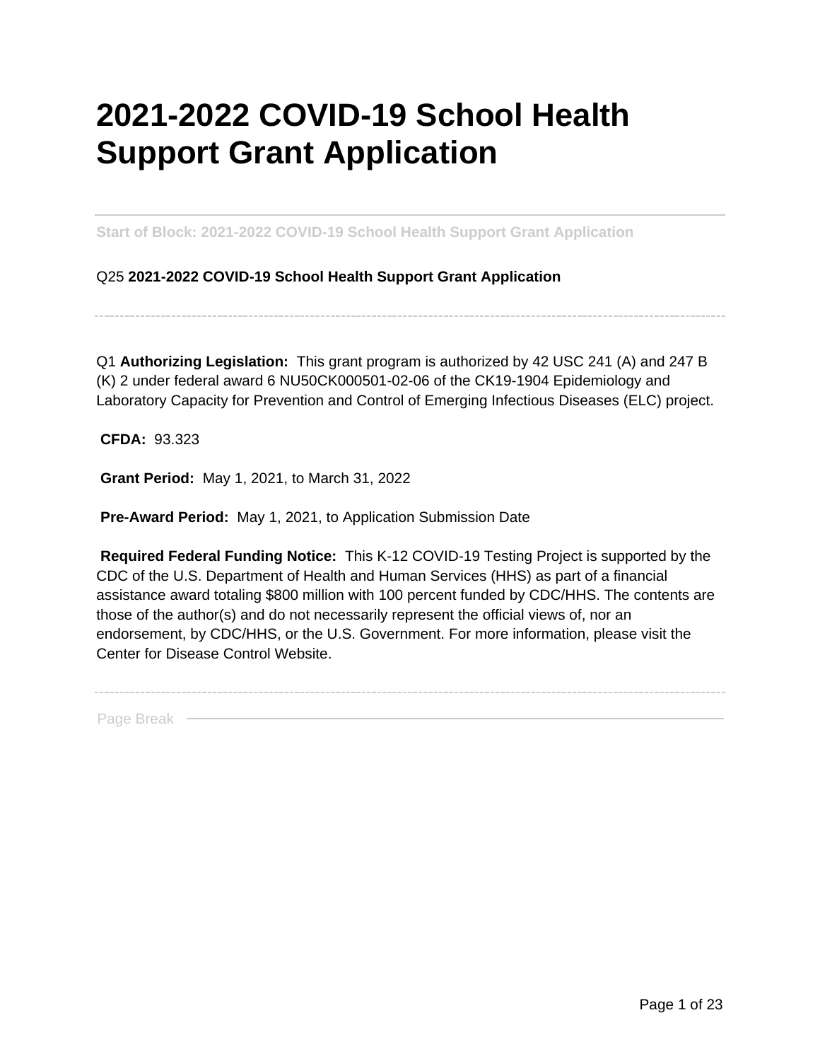# 2021-2022 COVID-19 School Health Support Grant Application

Start of Block: 2021-2022 COVID-19 School Health Support Grant Application

Q25 **2021-2022 COVID-19 School Health Support Grant Application**

---

Q1 **Authorizing Legislation:** This grant program is authorized by 42 USC 241 (A) and 247 B (K) 2 under federal award 6 NU50CK000501-02-06 of the CK19-1904 Epidemiology and Laboratory Capacity for Prevention and Control of Emerging Infectious Diseases (ELC) project.

**CFDA:** 93.323

**Grant Period:** May 1, 2021, to March 31, 2022

**Pre-Award Period:** May 1, 2021, to Application Submission Date

**Required Federal Funding Notice:** This K-12 COVID-19 Testing Project is supported by the CDC of the U.S. Department of Health and Human Services (HHS) as part of a financial assistance award totaling $800 million with 100 percent funded by CDC/HHS. The contents are those of the author(s) and do not necessarily represent the official views of, nor an endorsement, by CDC/HHS, or the U.S. Government. For more information, please visit the Center for Disease Control Website.

---

Page Break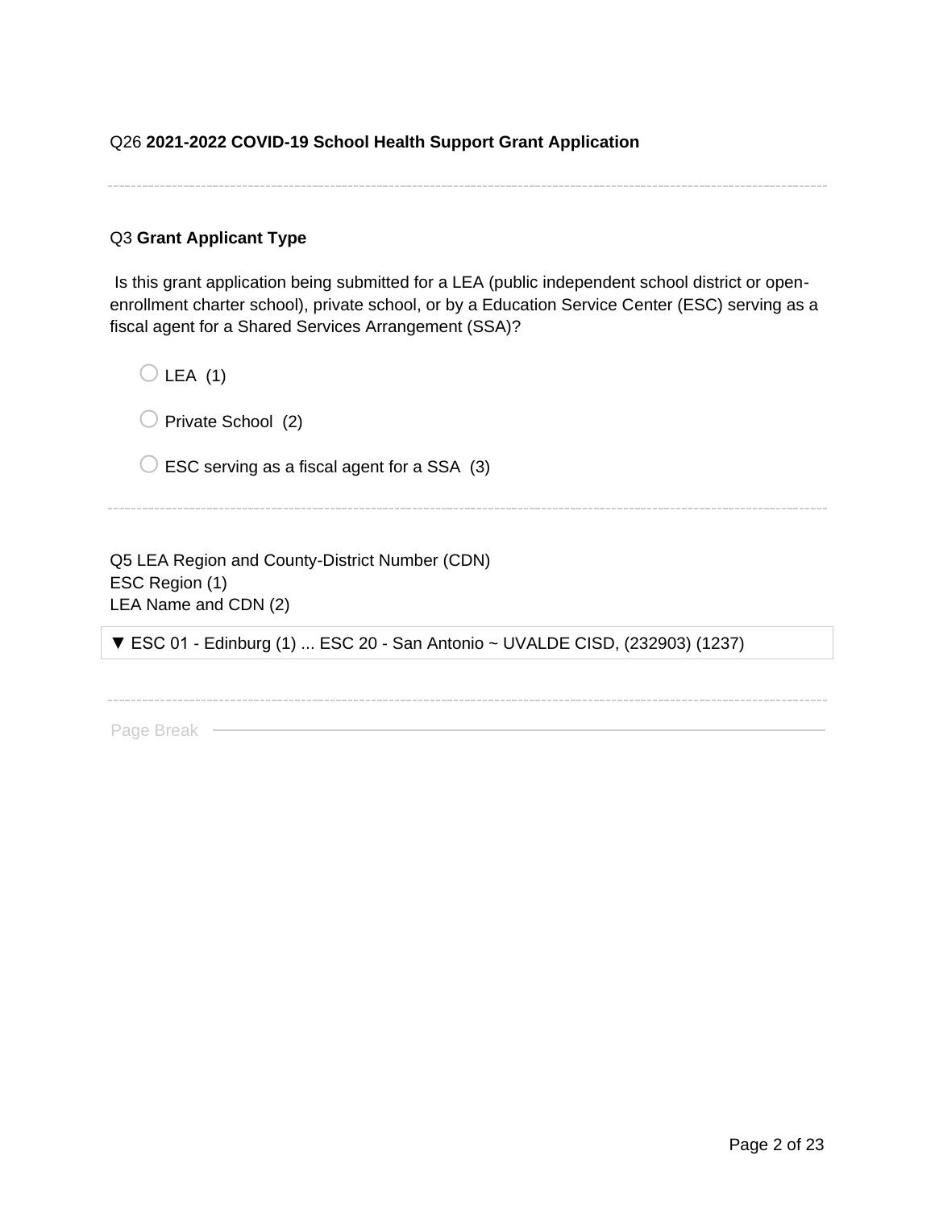Q26 **2021-2022 COVID-19 School Health Support Grant Application**

---

Q3 **Grant Applicant Type**

Is this grant application being submitted for a LEA (public independent school district or open-enrollment charter school), private school, or by a Education Service Center (ESC) serving as a fiscal agent for a Shared Services Arrangement (SSA)?

- ○ LEA (1)
- ○ Private School (2)
- ○ ESC serving as a fiscal agent for a SSA (3)

---

Q5 LEA Region and County-District Number (CDN)
ESC Region (1)
LEA Name and CDN (2)

▼ ESC 01 - Edinburg (1) ... ESC 20 - San Antonio ~ UVALDE CISD, (232903) (1237)

---

Page Break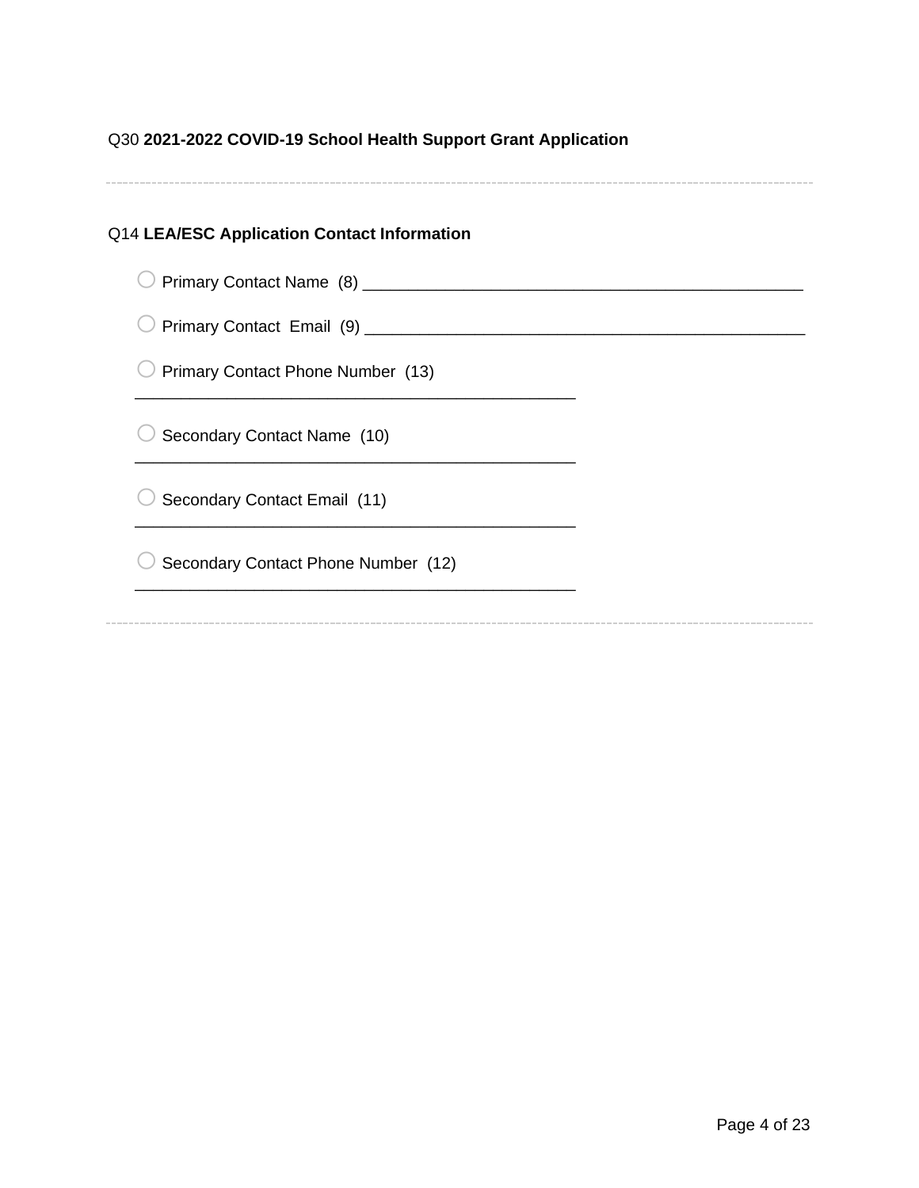Q30 **2021-2022 COVID-19 School Health Support Grant Application**

---

Q14 **LEA/ESC Application Contact Information**

- ○ Primary Contact Name (8) ________________________________________________
- ○ Primary Contact Email (9) ________________________________________________
- ○ Primary Contact Phone Number (13) ________________________________________________
- ○ Secondary Contact Name (10) ________________________________________________
- ○ Secondary Contact Email (11) ________________________________________________
- ○ Secondary Contact Phone Number (12) ________________________________________________

---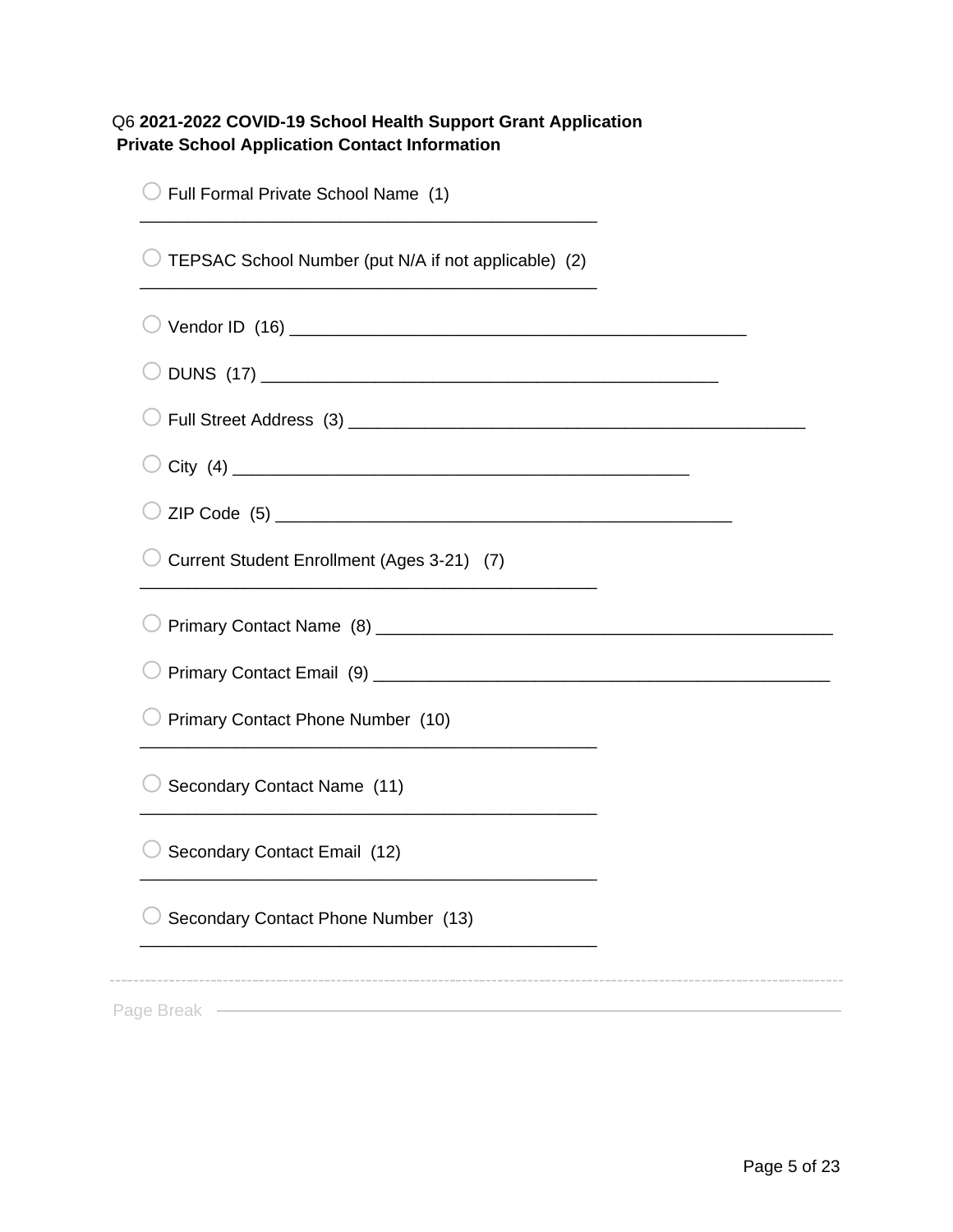Q6 **2021-2022 COVID-19 School Health Support Grant Application**
**Private School Application Contact Information**

- ○ Full Formal Private School Name (1) ________________________________________________
- ○ TEPSAC School Number (put N/A if not applicable) (2) ________________________________________________
- ○ Vendor ID (16) ________________________________________________
- ○ DUNS (17) ________________________________________________
- ○ Full Street Address (3) ________________________________________________
- ○ City (4) ________________________________________________
- ○ ZIP Code (5) ________________________________________________
- ○ Current Student Enrollment (Ages 3-21) (7) ________________________________________________
- ○ Primary Contact Name (8) ________________________________________________
- ○ Primary Contact Email (9) ________________________________________________
- ○ Primary Contact Phone Number (10) ________________________________________________
- ○ Secondary Contact Name (11) ________________________________________________
- ○ Secondary Contact Email (12) ________________________________________________
- ○ Secondary Contact Phone Number (13) ________________________________________________

---

Page Break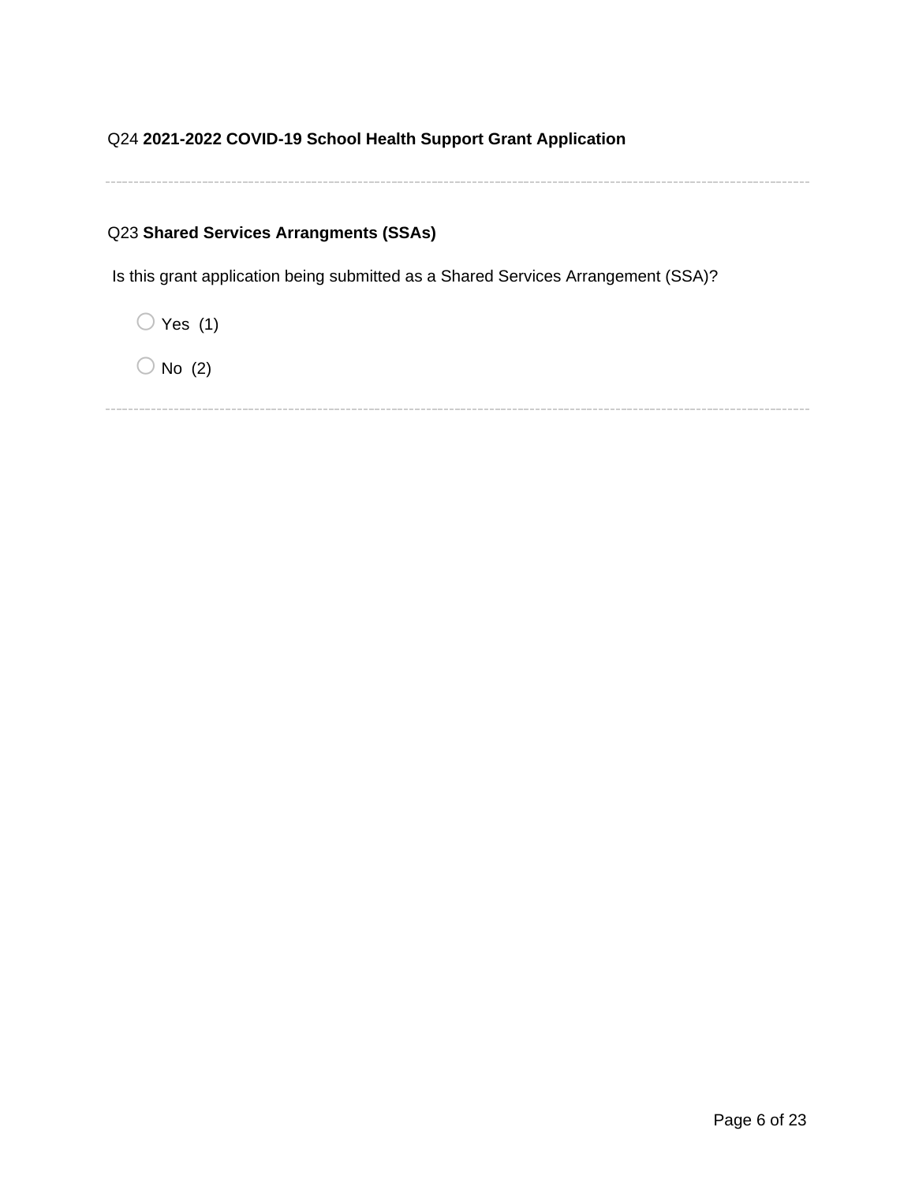Q24 **2021-2022 COVID-19 School Health Support Grant Application**

---

Q23 **Shared Services Arrangments (SSAs)**

Is this grant application being submitted as a Shared Services Arrangement (SSA)?

- ◯ Yes (1)
- ◯ No (2)

---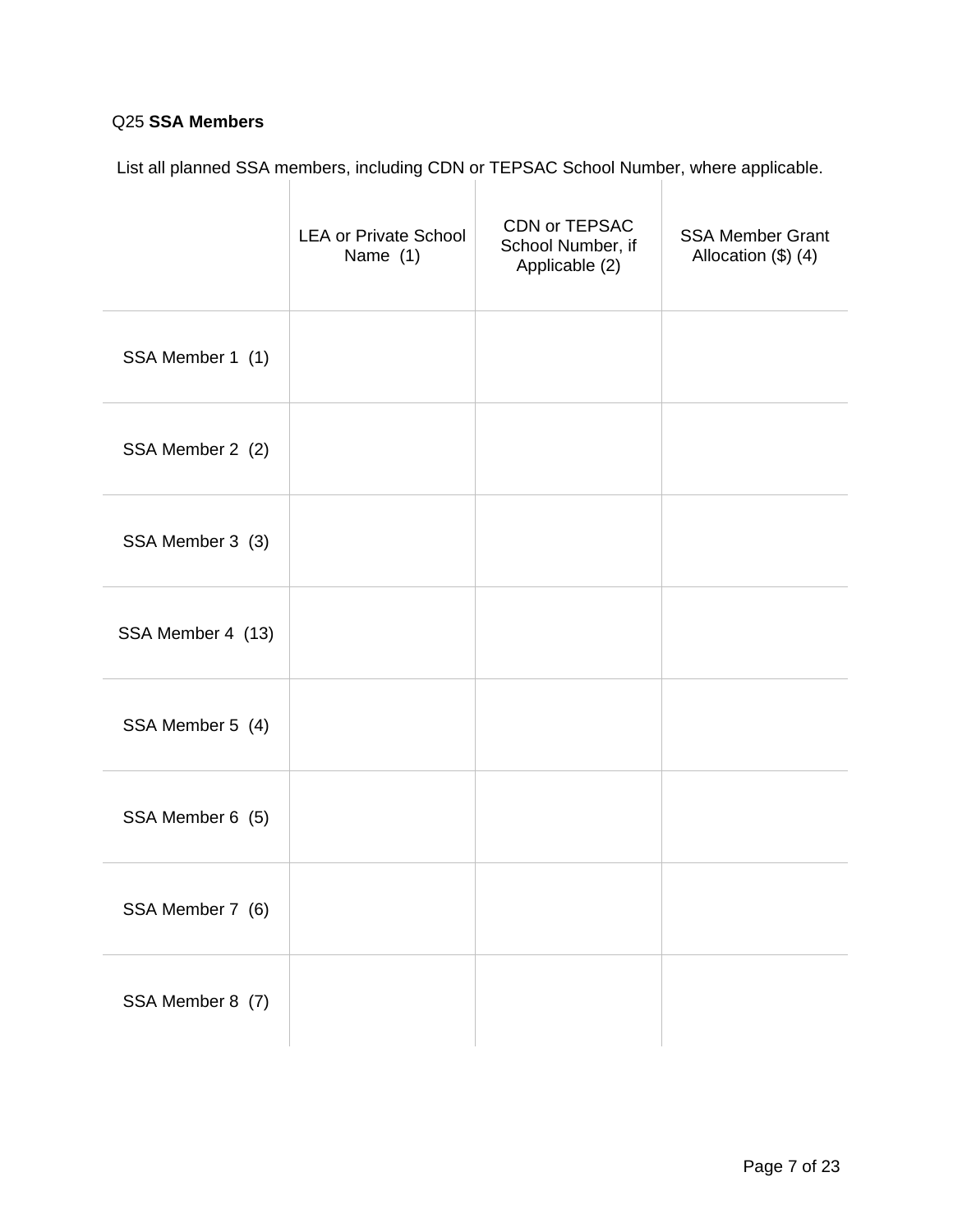Q25 **SSA Members**

List all planned SSA members, including CDN or TEPSAC School Number, where applicable.

| | LEA or Private School Name (1) | CDN or TEPSAC School Number, if Applicable (2) | SSA Member Grant Allocation ($) (4) |
|---|---|---|---|
| SSA Member 1 (1) | | | |
| SSA Member 2 (2) | | | |
| SSA Member 3 (3) | | | |
| SSA Member 4 (13) | | | |
| SSA Member 5 (4) | | | |
| SSA Member 6 (5) | | | |
| SSA Member 7 (6) | | | |
| SSA Member 8 (7) | | | |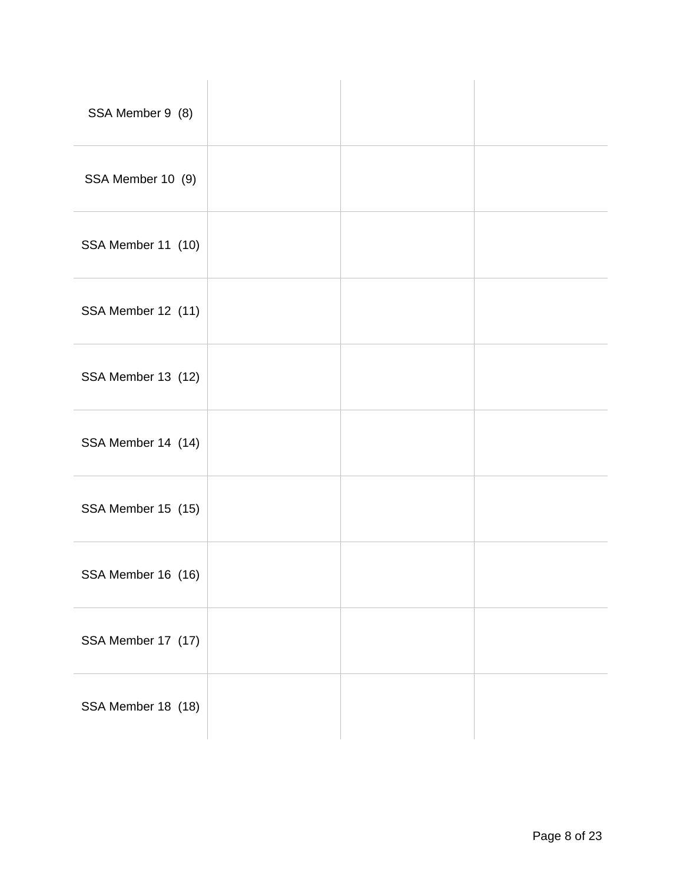| | | | |
|---|---|---|---|
| SSA Member 9 (8) | | | |
| SSA Member 10 (9) | | | |
| SSA Member 11 (10) | | | |
| SSA Member 12 (11) | | | |
| SSA Member 13 (12) | | | |
| SSA Member 14 (14) | | | |
| SSA Member 15 (15) | | | |
| SSA Member 16 (16) | | | |
| SSA Member 17 (17) | | | |
| SSA Member 18 (18) | | | |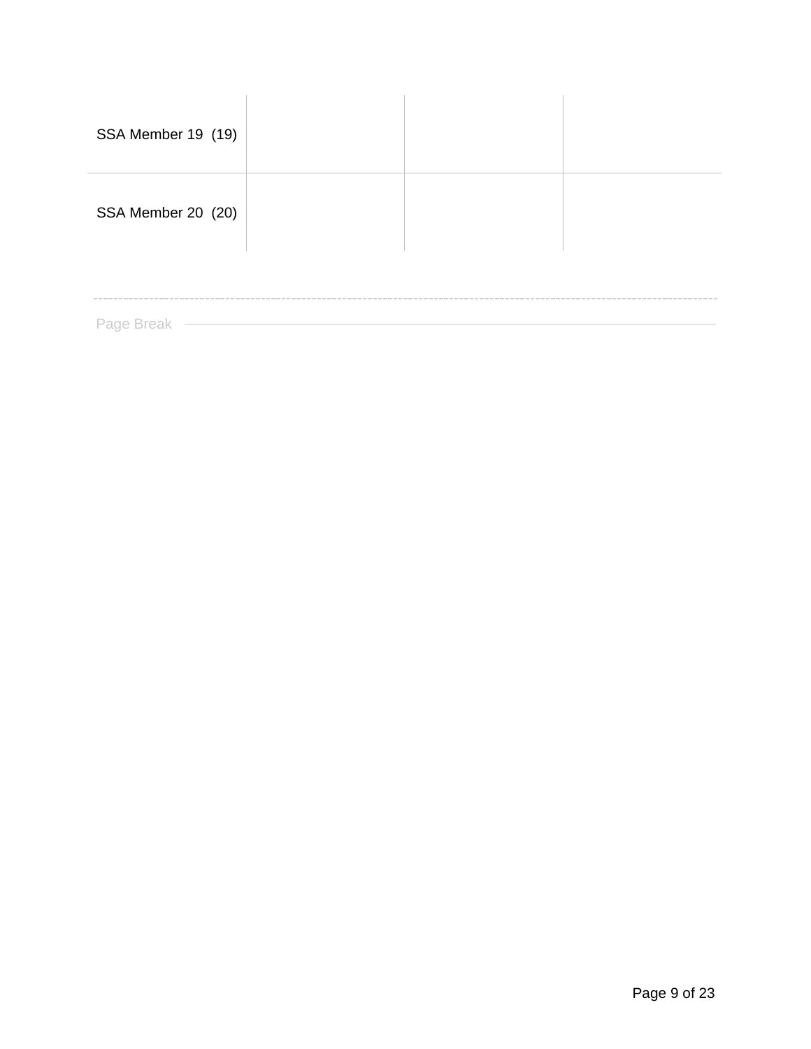| | | | |
|---|---|---|---|
| SSA Member 19 (19) | | | |
| SSA Member 20 (20) | | | |

Page Break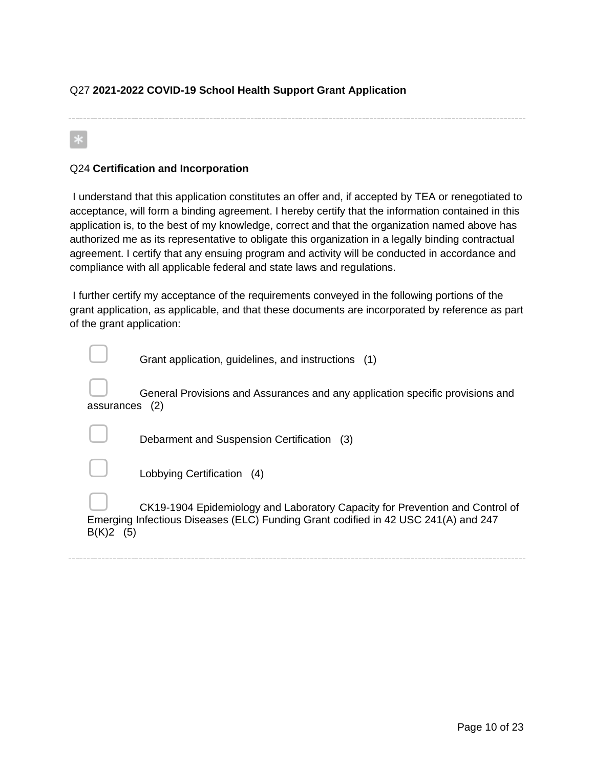Q27 **2021-2022 COVID-19 School Health Support Grant Application**

---

*

Q24 **Certification and Incorporation**

I understand that this application constitutes an offer and, if accepted by TEA or renegotiated to acceptance, will form a binding agreement. I hereby certify that the information contained in this application is, to the best of my knowledge, correct and that the organization named above has authorized me as its representative to obligate this organization in a legally binding contractual agreement. I certify that any ensuing program and activity will be conducted in accordance and compliance with all applicable federal and state laws and regulations.

I further certify my acceptance of the requirements conveyed in the following portions of the grant application, as applicable, and that these documents are incorporated by reference as part of the grant application:

- ☐ Grant application, guidelines, and instructions (1)
- ☐ General Provisions and Assurances and any application specific provisions and assurances (2)
- ☐ Debarment and Suspension Certification (3)
- ☐ Lobbying Certification (4)
- ☐ CK19-1904 Epidemiology and Laboratory Capacity for Prevention and Control of Emerging Infectious Diseases (ELC) Funding Grant codified in 42 USC 241(A) and 247 B(K)2 (5)

---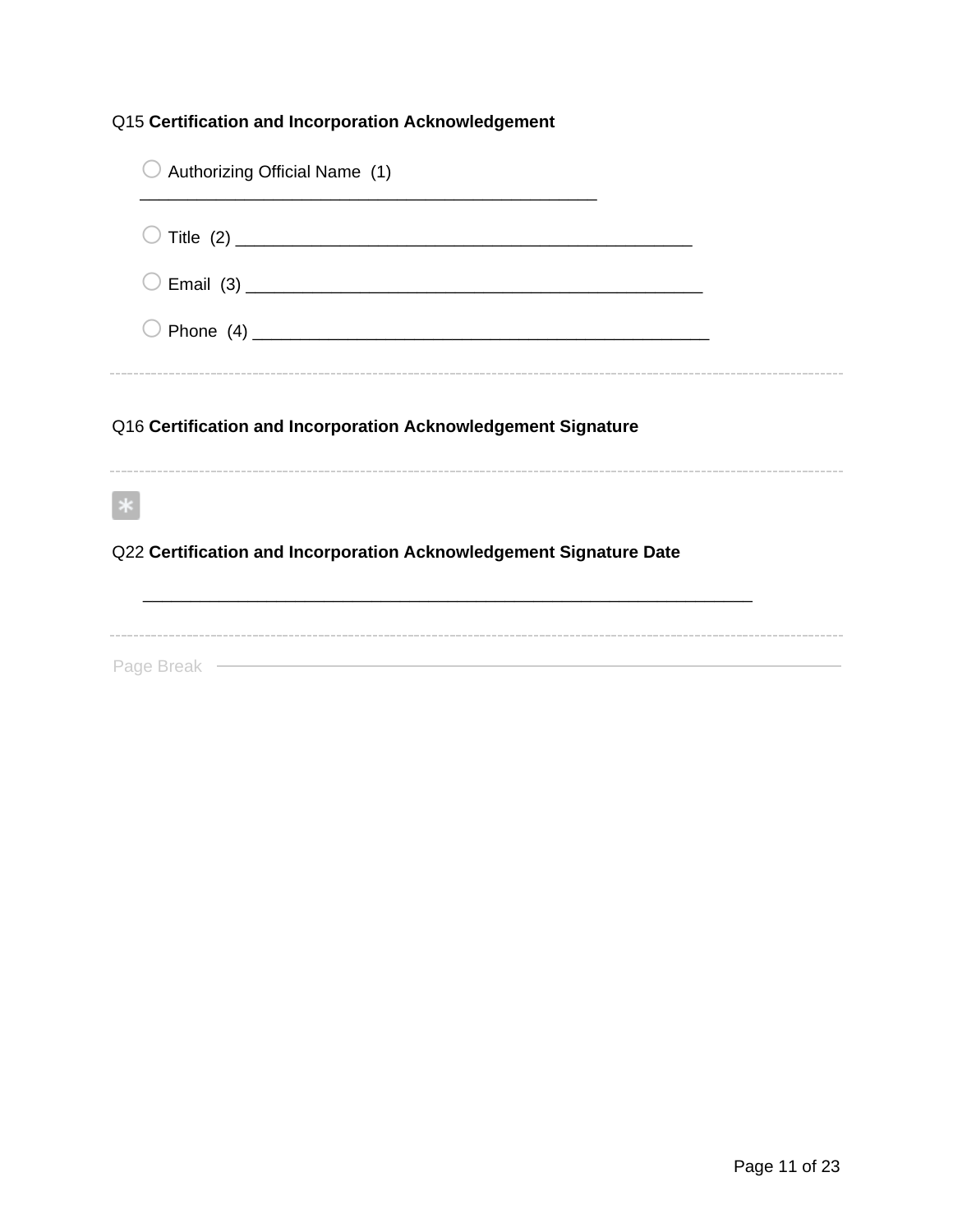Q15 **Certification and Incorporation Acknowledgement**

○ Authorizing Official Name (1) ________________________________________________

○ Title (2) ________________________________________________

○ Email (3) ________________________________________________

○ Phone (4) ________________________________________________

---

Q16 **Certification and Incorporation Acknowledgement Signature**

---

*

Q22 **Certification and Incorporation Acknowledgement Signature Date**

________________________________________________________________

---

Page Break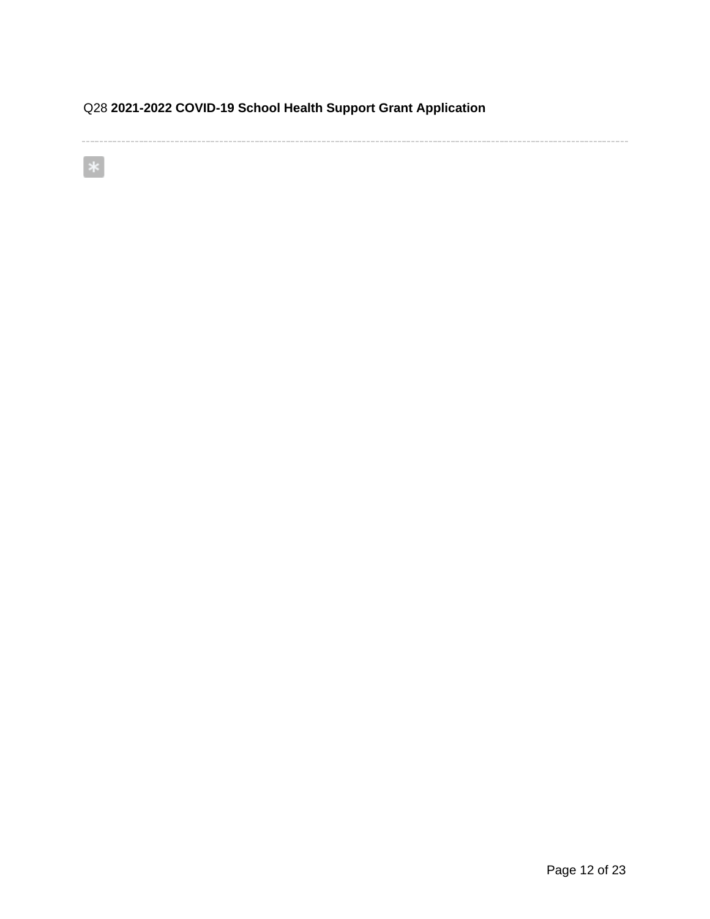Q28 **2021-2022 COVID-19 School Health Support Grant Application**

---

*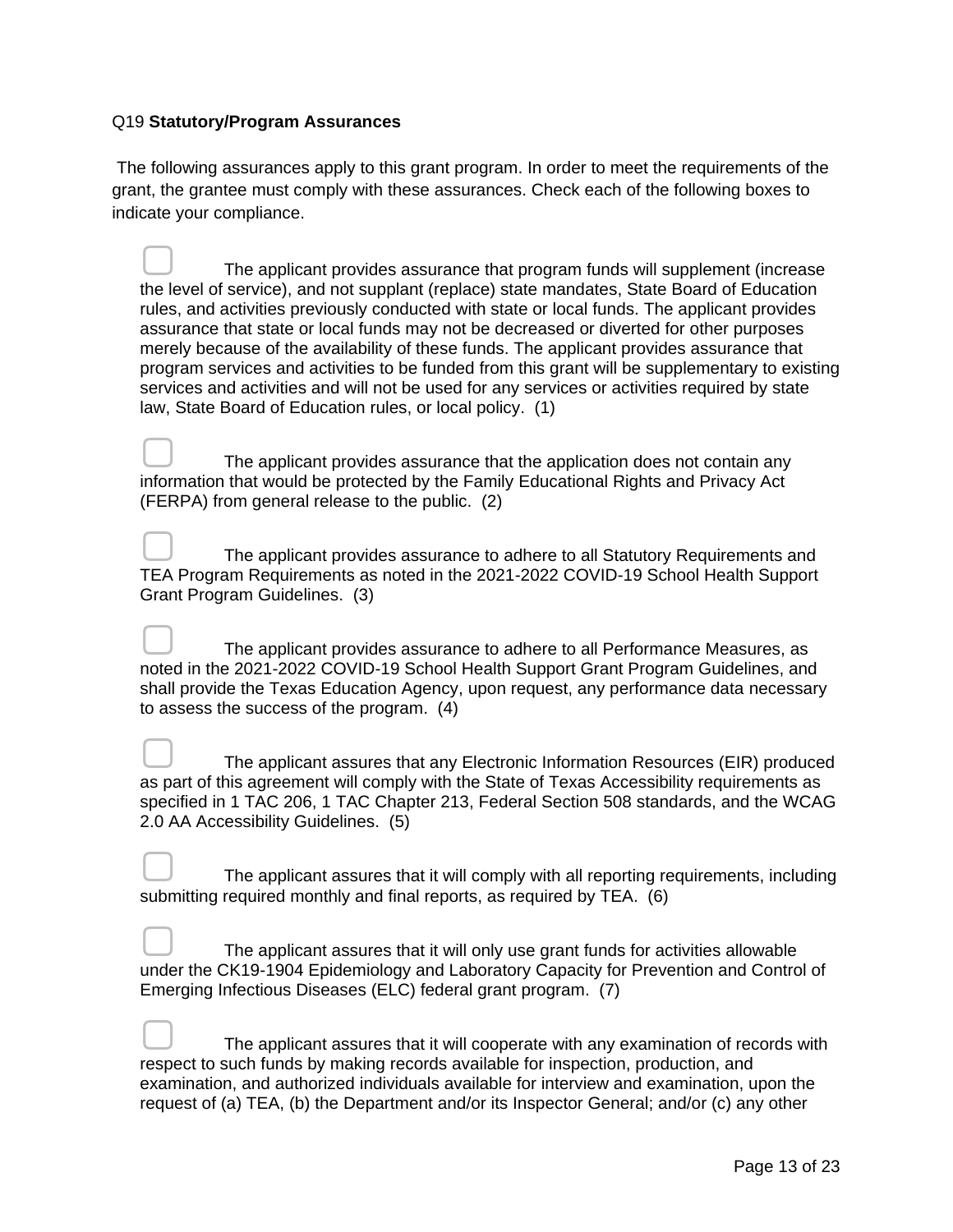Q19 **Statutory/Program Assurances**

The following assurances apply to this grant program. In order to meet the requirements of the grant, the grantee must comply with these assurances. Check each of the following boxes to indicate your compliance.

- [ ] The applicant provides assurance that program funds will supplement (increase the level of service), and not supplant (replace) state mandates, State Board of Education rules, and activities previously conducted with state or local funds. The applicant provides assurance that state or local funds may not be decreased or diverted for other purposes merely because of the availability of these funds. The applicant provides assurance that program services and activities to be funded from this grant will be supplementary to existing services and activities and will not be used for any services or activities required by state law, State Board of Education rules, or local policy. (1)

- [ ] The applicant provides assurance that the application does not contain any information that would be protected by the Family Educational Rights and Privacy Act (FERPA) from general release to the public. (2)

- [ ] The applicant provides assurance to adhere to all Statutory Requirements and TEA Program Requirements as noted in the 2021-2022 COVID-19 School Health Support Grant Program Guidelines. (3)

- [ ] The applicant provides assurance to adhere to all Performance Measures, as noted in the 2021-2022 COVID-19 School Health Support Grant Program Guidelines, and shall provide the Texas Education Agency, upon request, any performance data necessary to assess the success of the program. (4)

- [ ] The applicant assures that any Electronic Information Resources (EIR) produced as part of this agreement will comply with the State of Texas Accessibility requirements as specified in 1 TAC 206, 1 TAC Chapter 213, Federal Section 508 standards, and the WCAG 2.0 AA Accessibility Guidelines. (5)

- [ ] The applicant assures that it will comply with all reporting requirements, including submitting required monthly and final reports, as required by TEA. (6)

- [ ] The applicant assures that it will only use grant funds for activities allowable under the CK19-1904 Epidemiology and Laboratory Capacity for Prevention and Control of Emerging Infectious Diseases (ELC) federal grant program. (7)

- [ ] The applicant assures that it will cooperate with any examination of records with respect to such funds by making records available for inspection, production, and examination, and authorized individuals available for interview and examination, upon the request of (a) TEA, (b) the Department and/or its Inspector General; and/or (c) any other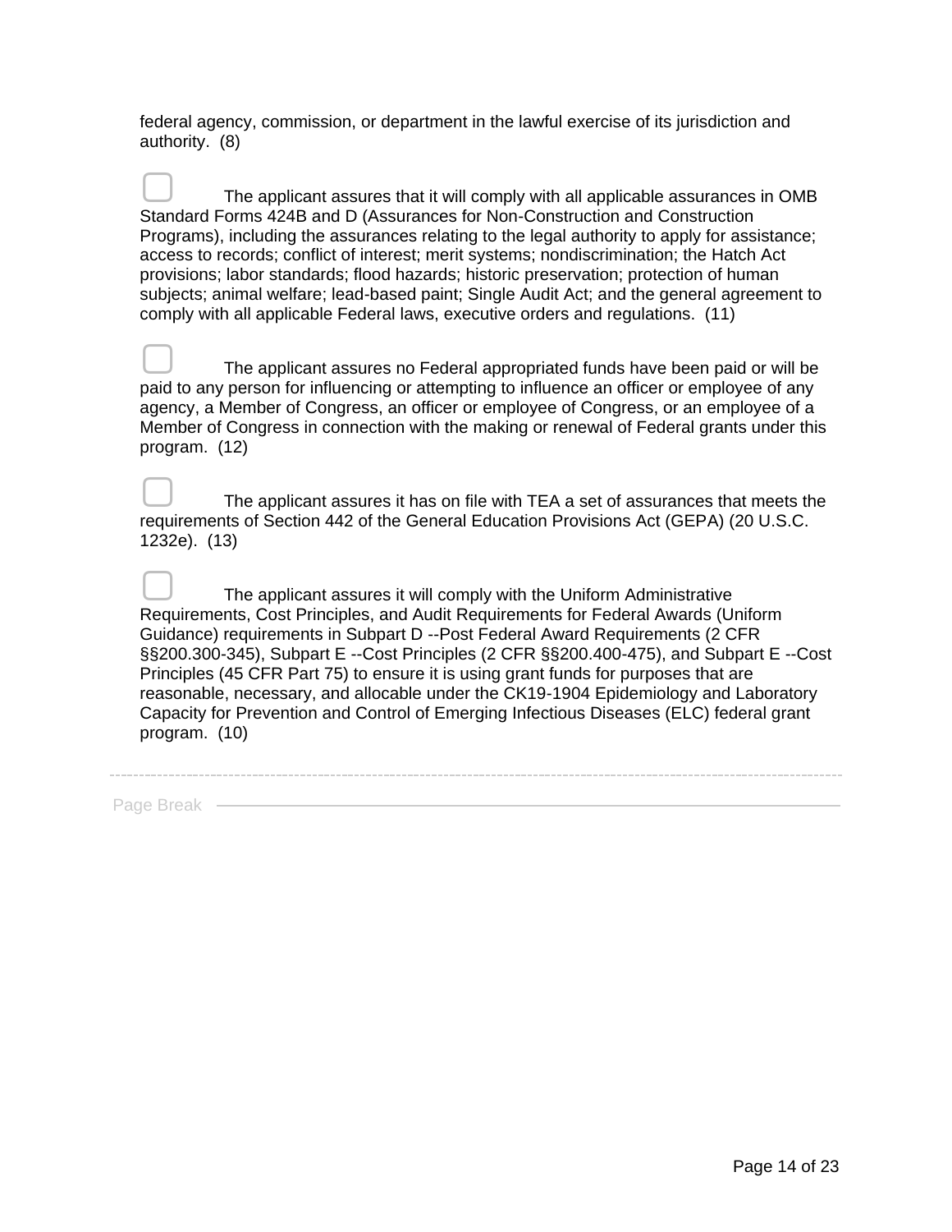federal agency, commission, or department in the lawful exercise of its jurisdiction and authority. (8)

☐ The applicant assures that it will comply with all applicable assurances in OMB Standard Forms 424B and D (Assurances for Non-Construction and Construction Programs), including the assurances relating to the legal authority to apply for assistance; access to records; conflict of interest; merit systems; nondiscrimination; the Hatch Act provisions; labor standards; flood hazards; historic preservation; protection of human subjects; animal welfare; lead-based paint; Single Audit Act; and the general agreement to comply with all applicable Federal laws, executive orders and regulations. (11)

☐ The applicant assures no Federal appropriated funds have been paid or will be paid to any person for influencing or attempting to influence an officer or employee of any agency, a Member of Congress, an officer or employee of Congress, or an employee of a Member of Congress in connection with the making or renewal of Federal grants under this program. (12)

☐ The applicant assures it has on file with TEA a set of assurances that meets the requirements of Section 442 of the General Education Provisions Act (GEPA) (20 U.S.C. 1232e). (13)

☐ The applicant assures it will comply with the Uniform Administrative Requirements, Cost Principles, and Audit Requirements for Federal Awards (Uniform Guidance) requirements in Subpart D --Post Federal Award Requirements (2 CFR §§200.300-345), Subpart E --Cost Principles (2 CFR §§200.400-475), and Subpart E --Cost Principles (45 CFR Part 75) to ensure it is using grant funds for purposes that are reasonable, necessary, and allocable under the CK19-1904 Epidemiology and Laboratory Capacity for Prevention and Control of Emerging Infectious Diseases (ELC) federal grant program. (10)

---

Page Break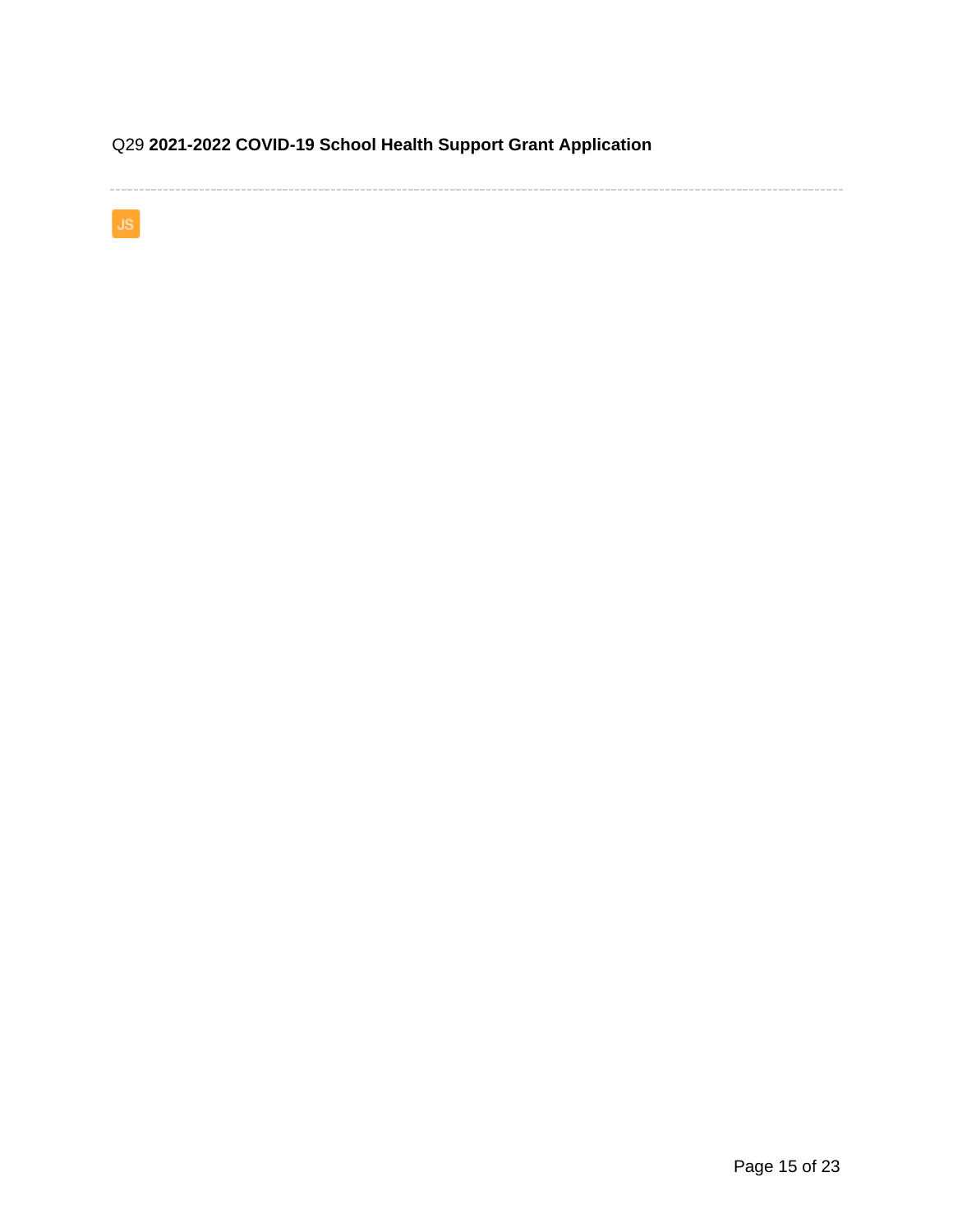Q29 **2021-2022 COVID-19 School Health Support Grant Application**

---

JS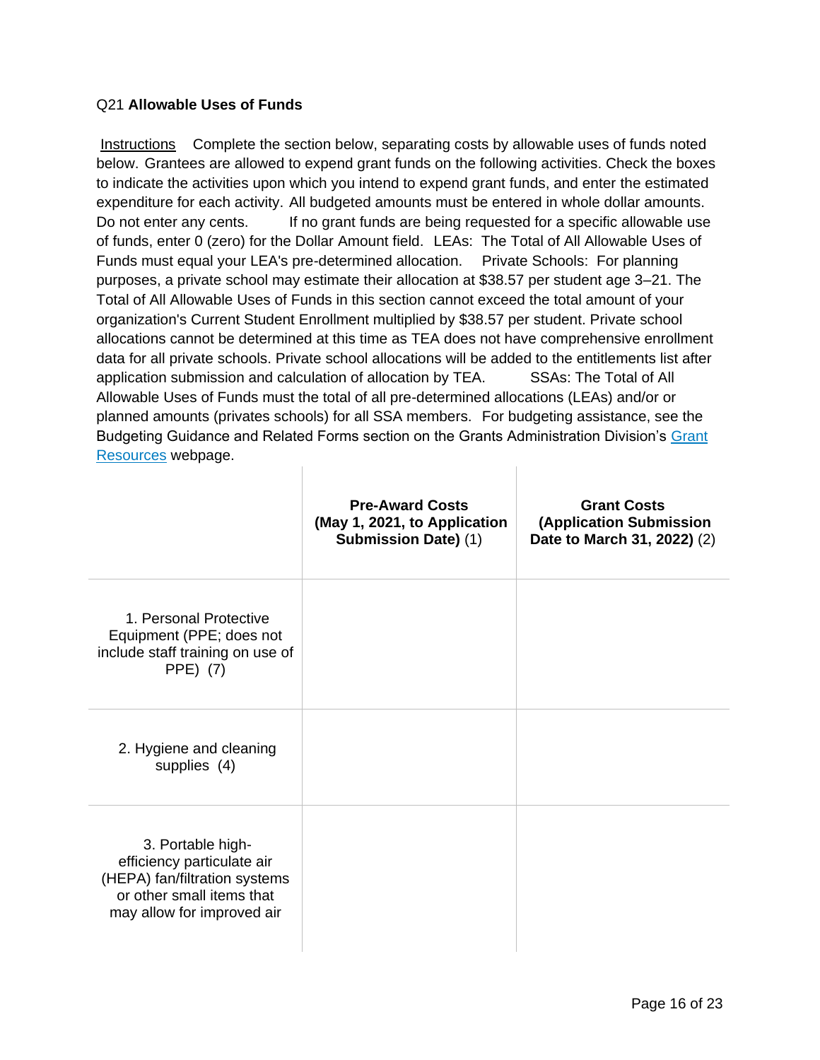Q21 **Allowable Uses of Funds**

Instructions  Complete the section below, separating costs by allowable uses of funds noted below. Grantees are allowed to expend grant funds on the following activities. Check the boxes to indicate the activities upon which you intend to expend grant funds, and enter the estimated expenditure for each activity. All budgeted amounts must be entered in whole dollar amounts. Do not enter any cents.  If no grant funds are being requested for a specific allowable use of funds, enter 0 (zero) for the Dollar Amount field. LEAs: The Total of All Allowable Uses of Funds must equal your LEA's pre-determined allocation.  Private Schools: For planning purposes, a private school may estimate their allocation at $38.57 per student age 3–21. The Total of All Allowable Uses of Funds in this section cannot exceed the total amount of your organization's Current Student Enrollment multiplied by $38.57 per student. Private school allocations cannot be determined at this time as TEA does not have comprehensive enrollment data for all private schools. Private school allocations will be added to the entitlements list after application submission and calculation of allocation by TEA.  SSAs: The Total of All Allowable Uses of Funds must the total of all pre-determined allocations (LEAs) and/or or planned amounts (privates schools) for all SSA members. For budgeting assistance, see the Budgeting Guidance and Related Forms section on the Grants Administration Division's Grant Resources webpage.

| | **Pre-Award Costs (May 1, 2021, to Application Submission Date)** (1) | **Grant Costs (Application Submission Date to March 31, 2022)** (2) |
|---|---|---|
| 1. Personal Protective Equipment (PPE; does not include staff training on use of PPE) (7) | | |
| 2. Hygiene and cleaning supplies (4) | | |
| 3. Portable high-efficiency particulate air (HEPA) fan/filtration systems or other small items that may allow for improved air | | |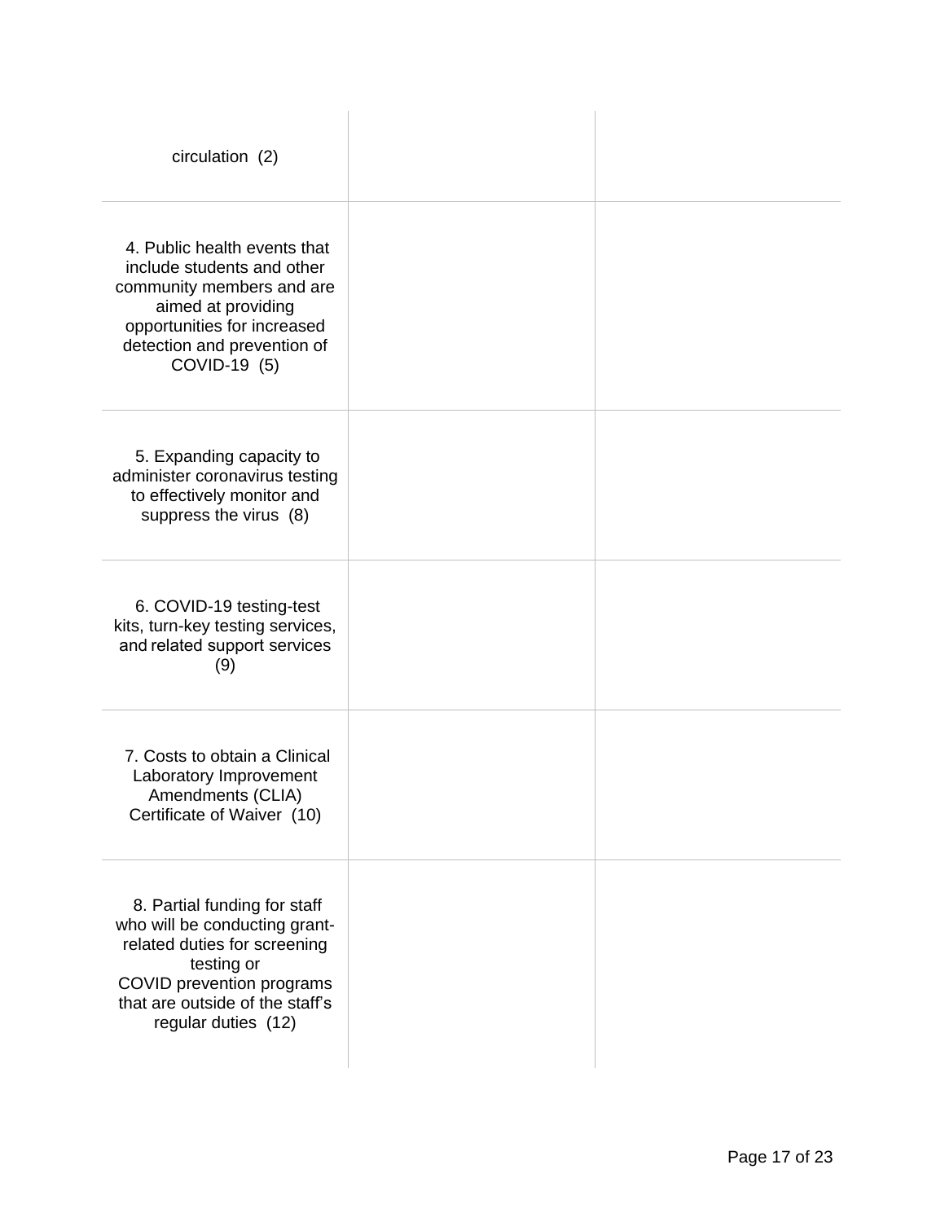| | | |
|---|---|---|
| circulation (2) | | |
| 4. Public health events that include students and other community members and are aimed at providing opportunities for increased detection and prevention of COVID-19 (5) | | |
| 5. Expanding capacity to administer coronavirus testing to effectively monitor and suppress the virus (8) | | |
| 6. COVID-19 testing-test kits, turn-key testing services, and related support services (9) | | |
| 7. Costs to obtain a Clinical Laboratory Improvement Amendments (CLIA) Certificate of Waiver (10) | | |
| 8. Partial funding for staff who will be conducting grant-related duties for screening testing or COVID prevention programs that are outside of the staff's regular duties (12) | | |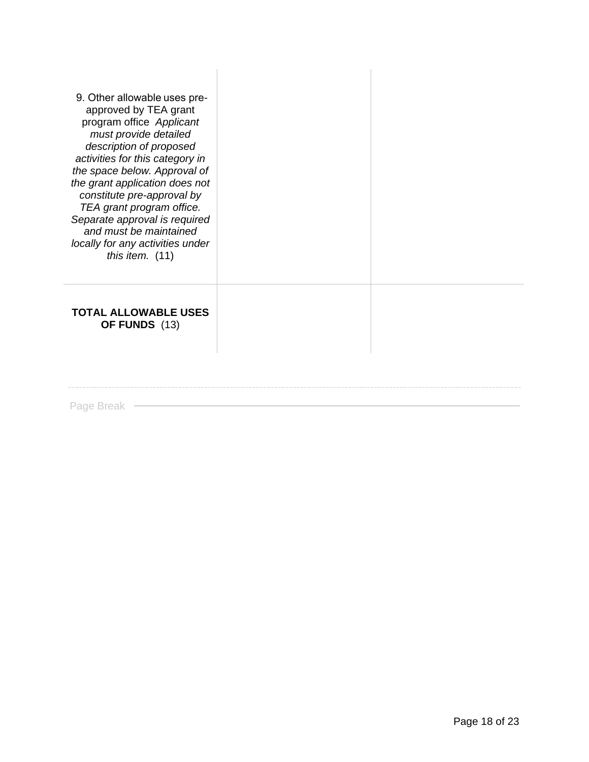| | | |
|---|---|---|
| 9. Other allowable uses pre-approved by TEA grant program office *Applicant must provide detailed description of proposed activities for this category in the space below. Approval of the grant application does not constitute pre-approval by TEA grant program office. Separate approval is required and must be maintained locally for any activities under this item.* (11) | | |
| **TOTAL ALLOWABLE USES OF FUNDS** (13) | | |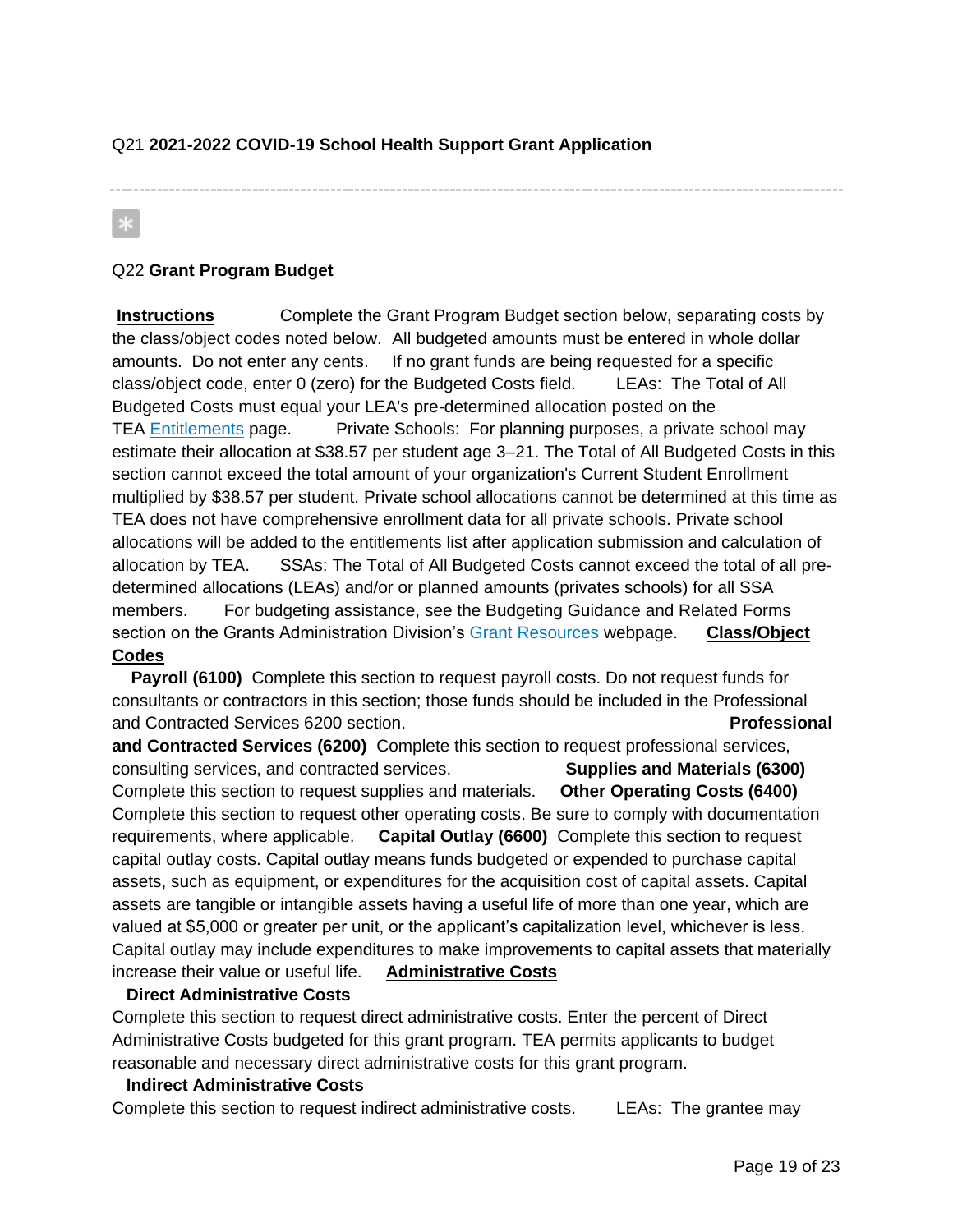Q21 **2021-2022 COVID-19 School Health Support Grant Application**

---

*

Q22 **Grant Program Budget**

**Instructions** Complete the Grant Program Budget section below, separating costs by the class/object codes noted below. All budgeted amounts must be entered in whole dollar amounts. Do not enter any cents. If no grant funds are being requested for a specific class/object code, enter 0 (zero) for the Budgeted Costs field. LEAs: The Total of All Budgeted Costs must equal your LEA's pre-determined allocation posted on the TEA [Entitlements](#) page. Private Schools: For planning purposes, a private school may estimate their allocation at $38.57 per student age 3–21. The Total of All Budgeted Costs in this section cannot exceed the total amount of your organization's Current Student Enrollment multiplied by $38.57 per student. Private school allocations cannot be determined at this time as TEA does not have comprehensive enrollment data for all private schools. Private school allocations will be added to the entitlements list after application submission and calculation of allocation by TEA. SSAs: The Total of All Budgeted Costs cannot exceed the total of all pre-determined allocations (LEAs) and/or or planned amounts (privates schools) for all SSA members. For budgeting assistance, see the Budgeting Guidance and Related Forms section on the Grants Administration Division's [Grant Resources](#) webpage. **Class/Object Codes**

**Payroll (6100)** Complete this section to request payroll costs. Do not request funds for consultants or contractors in this section; those funds should be included in the Professional and Contracted Services 6200 section. **Professional and Contracted Services (6200)** Complete this section to request professional services, consulting services, and contracted services. **Supplies and Materials (6300)** Complete this section to request supplies and materials. **Other Operating Costs (6400)** Complete this section to request other operating costs. Be sure to comply with documentation requirements, where applicable. **Capital Outlay (6600)** Complete this section to request capital outlay costs. Capital outlay means funds budgeted or expended to purchase capital assets, such as equipment, or expenditures for the acquisition cost of capital assets. Capital assets are tangible or intangible assets having a useful life of more than one year, which are valued at $5,000 or greater per unit, or the applicant's capitalization level, whichever is less. Capital outlay may include expenditures to make improvements to capital assets that materially increase their value or useful life. **Administrative Costs**

**Direct Administrative Costs**
Complete this section to request direct administrative costs. Enter the percent of Direct Administrative Costs budgeted for this grant program. TEA permits applicants to budget reasonable and necessary direct administrative costs for this grant program.

**Indirect Administrative Costs**
Complete this section to request indirect administrative costs. LEAs: The grantee may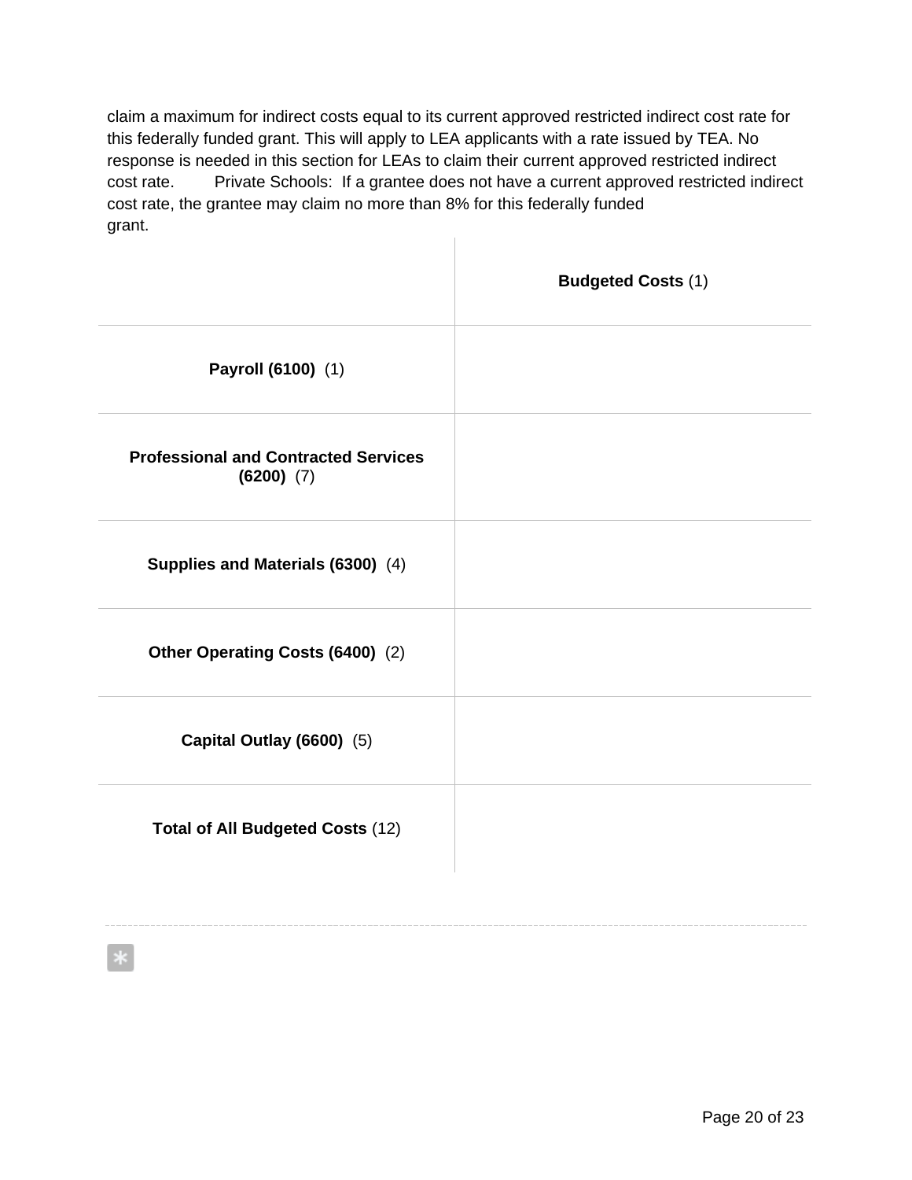claim a maximum for indirect costs equal to its current approved restricted indirect cost rate for this federally funded grant. This will apply to LEA applicants with a rate issued by TEA. No response is needed in this section for LEAs to claim their current approved restricted indirect cost rate. Private Schools: If a grantee does not have a current approved restricted indirect cost rate, the grantee may claim no more than 8% for this federally funded grant.

| | **Budgeted Costs** (1) |
|---|---|
| **Payroll (6100)** (1) | |
| **Professional and Contracted Services (6200)** (7) | |
| **Supplies and Materials (6300)** (4) | |
| **Other Operating Costs (6400)** (2) | |
| **Capital Outlay (6600)** (5) | |
| **Total of All Budgeted Costs** (12) | |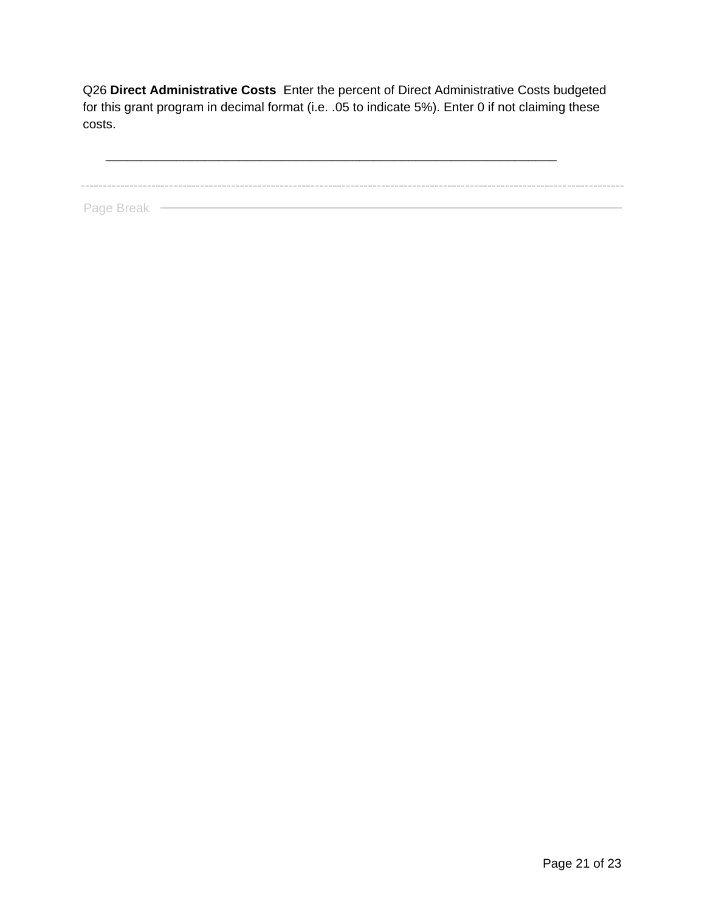Q26 **Direct Administrative Costs** Enter the percent of Direct Administrative Costs budgeted for this grant program in decimal format (i.e. .05 to indicate 5%). Enter 0 if not claiming these costs.

________________________________________________________________

Page Break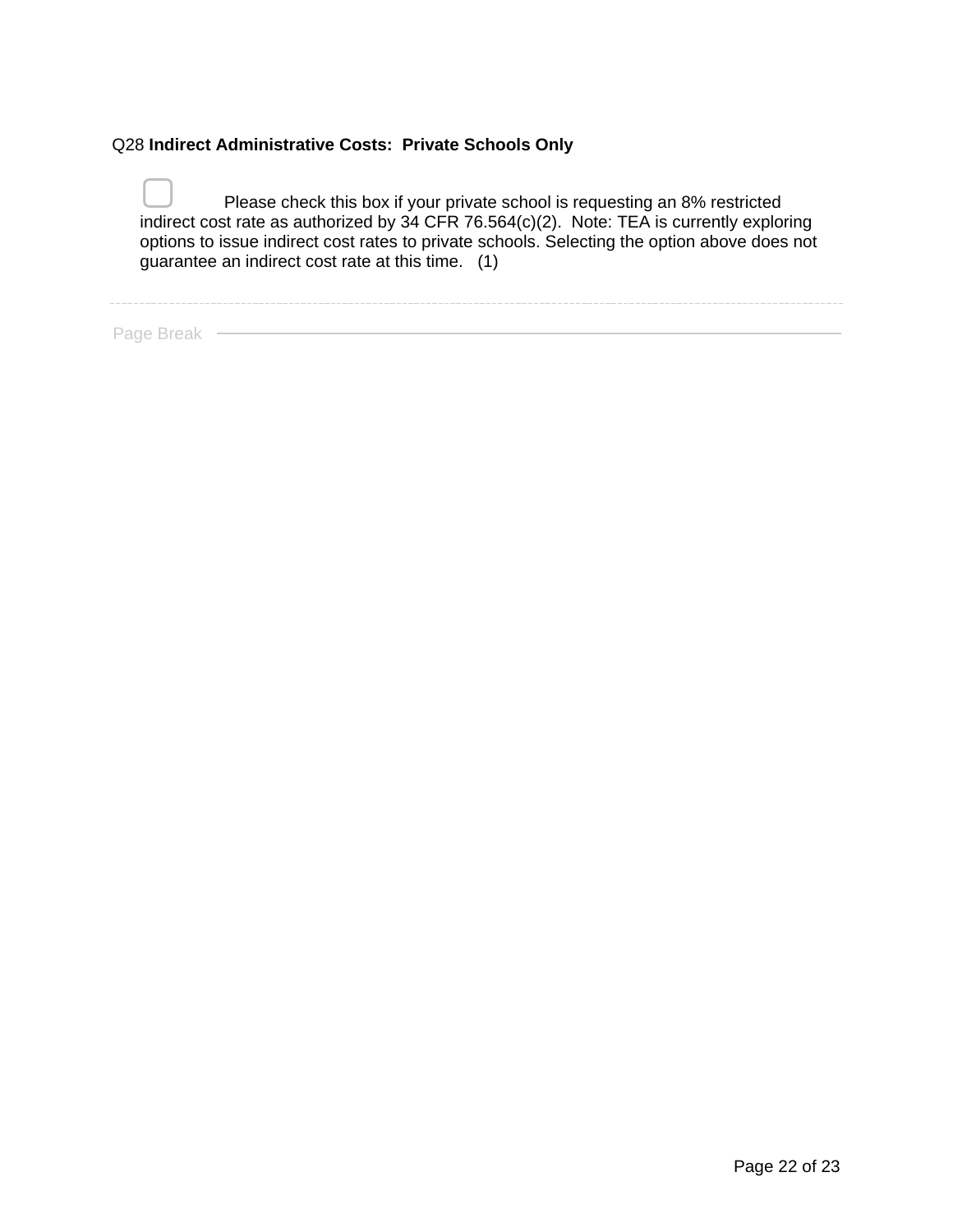Q28 **Indirect Administrative Costs:  Private Schools Only**

☐ Please check this box if your private school is requesting an 8% restricted indirect cost rate as authorized by 34 CFR 76.564(c)(2).  Note: TEA is currently exploring options to issue indirect cost rates to private schools. Selecting the option above does not guarantee an indirect cost rate at this time.   (1)

---

Page Break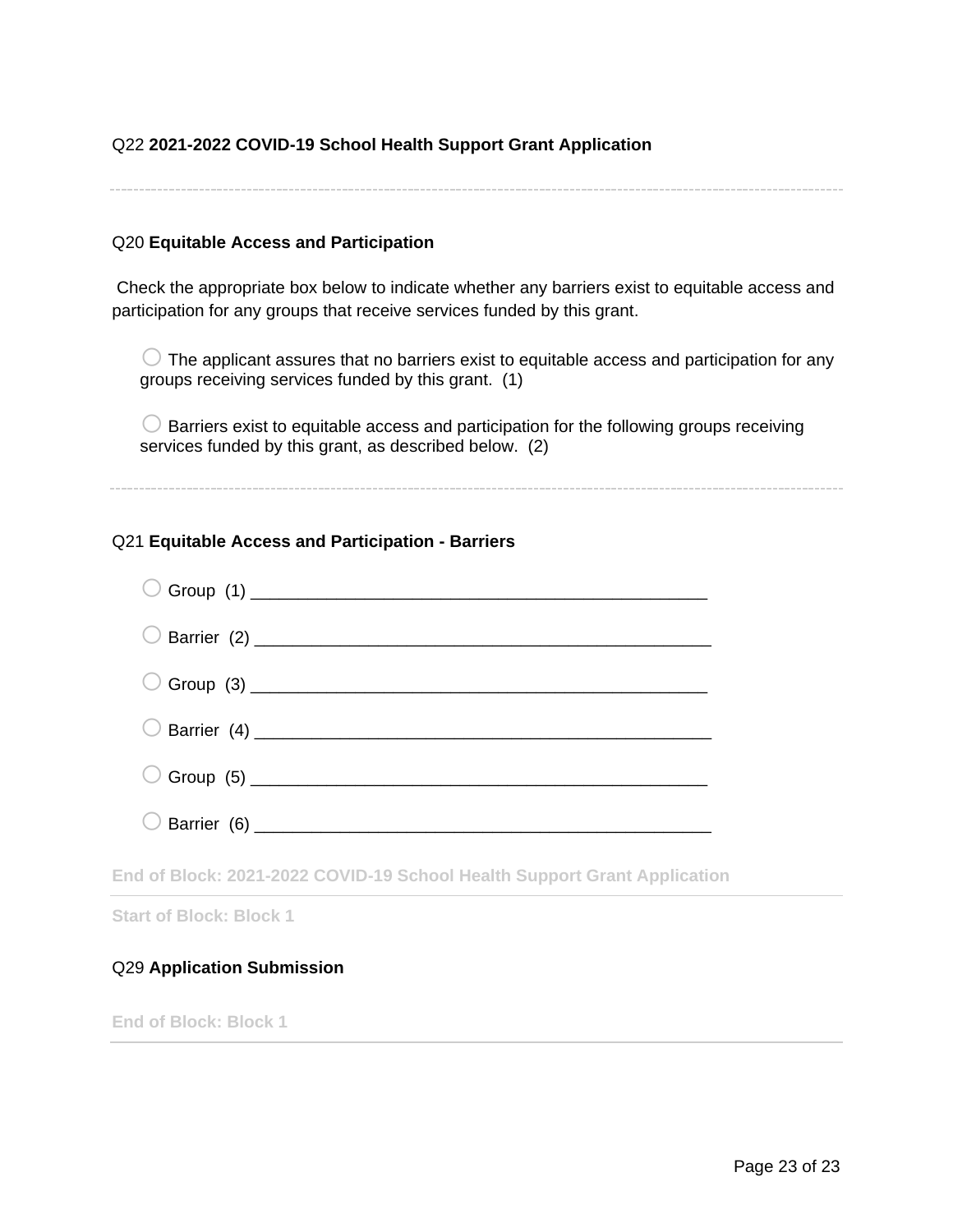Q22 **2021-2022 COVID-19 School Health Support Grant Application**

---

Q20 **Equitable Access and Participation**

Check the appropriate box below to indicate whether any barriers exist to equitable access and participation for any groups that receive services funded by this grant.

- ○ The applicant assures that no barriers exist to equitable access and participation for any groups receiving services funded by this grant. (1)
- ○ Barriers exist to equitable access and participation for the following groups receiving services funded by this grant, as described below. (2)

---

Q21 **Equitable Access and Participation - Barriers**

- ○ Group (1) ________________________________________________
- ○ Barrier (2) ________________________________________________
- ○ Group (3) ________________________________________________
- ○ Barrier (4) ________________________________________________
- ○ Group (5) ________________________________________________
- ○ Barrier (6) ________________________________________________

**End of Block: 2021-2022 COVID-19 School Health Support Grant Application**

---

**Start of Block: Block 1**

Q29 **Application Submission**

**End of Block: Block 1**

---